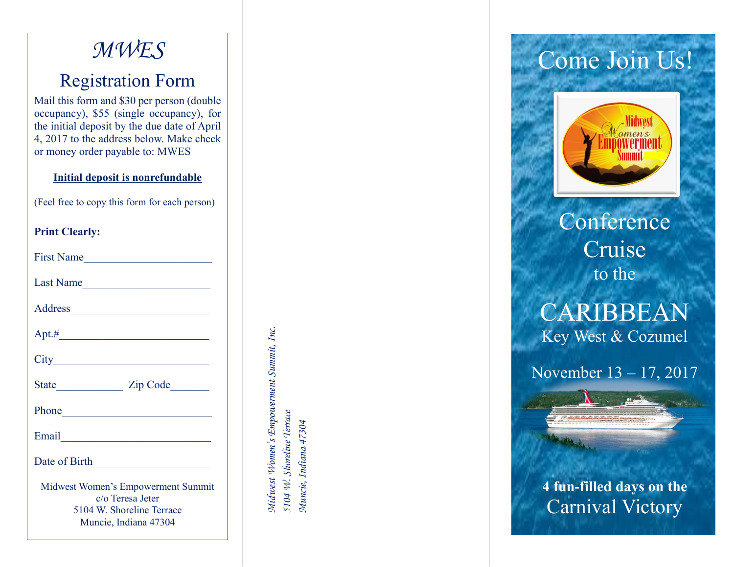# *MWES*

## Registration Form

Mail this form and $30 per person (double occupancy), $55 (single occupancy), for the initial deposit by the due date of April 4, 2017 to the address below. Make check or money order payable to: MWES

**Initial deposit is nonrefundable**

(Feel free to copy this form for each person)

**Print Clearly:**

First Name_______________________

Last Name_______________________

Address_________________________

Apt.#___________________________

City____________________________

State____________ Zip Code_______

Phone___________________________

Email___________________________

Date of Birth_____________________

Midwest Women's Empowerment Summit
c/o Teresa Jeter
5104 W. Shoreline Terrace
Muncie, Indiana 47304

*Midwest Women's Empowerment Summit, Inc.*
*5104 W. Shoreline Terrace*
*Muncie, Indiana 47304*

# Come Join Us!

Midwest Women's Empowerment Summit

## Conference Cruise
to the

## CARIBBEAN
Key West & Cozumel

November 13 – 17, 2017

**4 fun-filled days on the**
Carnival Victory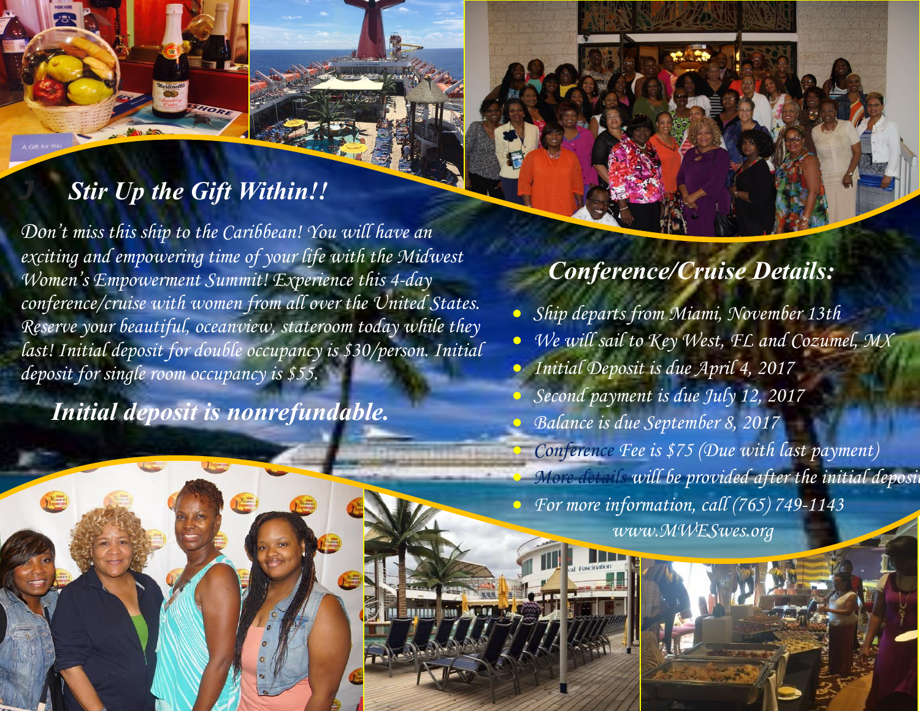## Stir Up the Gift Within!!

*Don't miss this ship to the Caribbean! You will have an exciting and empowering time of your life with the Midwest Women's Empowerment Summit! Experience this 4-day conference/cruise with women from all over the United States. Reserve your beautiful, oceanview, stateroom today while they last! Initial deposit for double occupancy is $30/person. Initial deposit for single room occupancy is $55.*

### *Initial deposit is nonrefundable.*

## Conference/Cruise Details:

- *Ship departs from Miami, November 13th*
- *We will sail to Key West, FL and Cozumel, MX*
- *Initial Deposit is due April 4, 2017*
- *Second payment is due July 12, 2017*
- *Balance is due September 8, 2017*
- *Conference Fee is $75 (Due with last payment)*
- *More details will be provided after the initial deposit*
- *For more information, call (765) 749-1143*

*www.MWESwes.org*